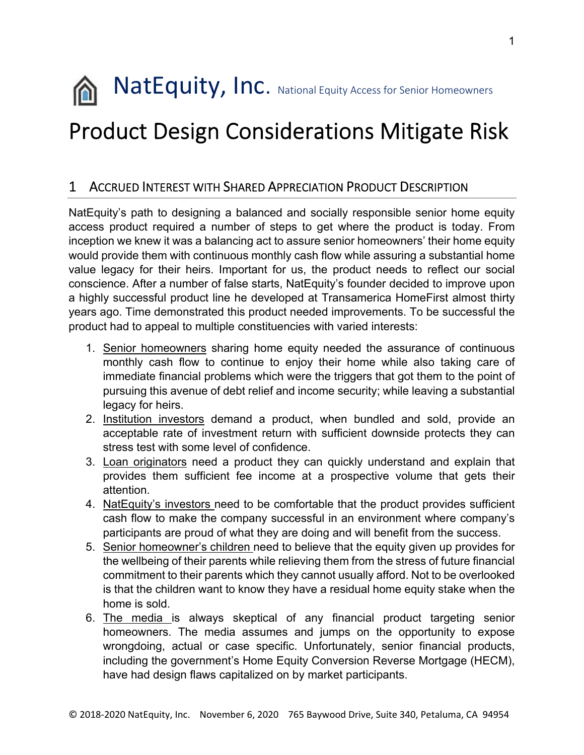# NatEquity, Inc. National Equity Access for Senior Homeowners

# Product Design Considerations Mitigate Risk

## 1 Accrued Interest with Shared Appreciation Product Description

NatEquity's path to designing a balanced and socially responsible senior home equity access product required a number of steps to get where the product is today. From inception we knew it was a balancing act to assure senior homeowners' their home equity would provide them with continuous monthly cash flow while assuring a substantial home value legacy for their heirs. Important for us, the product needs to reflect our social conscience. After a number of false starts, NatEquity's founder decided to improve upon a highly successful product line he developed at Transamerica HomeFirst almost thirty years ago. Time demonstrated this product needed improvements. To be successful the product had to appeal to multiple constituencies with varied interests:

1. Senior homeowners sharing home equity needed the assurance of continuous monthly cash flow to continue to enjoy their home while also taking care of immediate financial problems which were the triggers that got them to the point of pursuing this avenue of debt relief and income security; while leaving a substantial legacy for heirs.
2. Institution investors demand a product, when bundled and sold, provide an acceptable rate of investment return with sufficient downside protects they can stress test with some level of confidence.
3. Loan originators need a product they can quickly understand and explain that provides them sufficient fee income at a prospective volume that gets their attention.
4. NatEquity's investors need to be comfortable that the product provides sufficient cash flow to make the company successful in an environment where company's participants are proud of what they are doing and will benefit from the success.
5. Senior homeowner's children need to believe that the equity given up provides for the wellbeing of their parents while relieving them from the stress of future financial commitment to their parents which they cannot usually afford. Not to be overlooked is that the children want to know they have a residual home equity stake when the home is sold.
6. The media is always skeptical of any financial product targeting senior homeowners. The media assumes and jumps on the opportunity to expose wrongdoing, actual or case specific. Unfortunately, senior financial products, including the government's Home Equity Conversion Reverse Mortgage (HECM), have had design flaws capitalized on by market participants.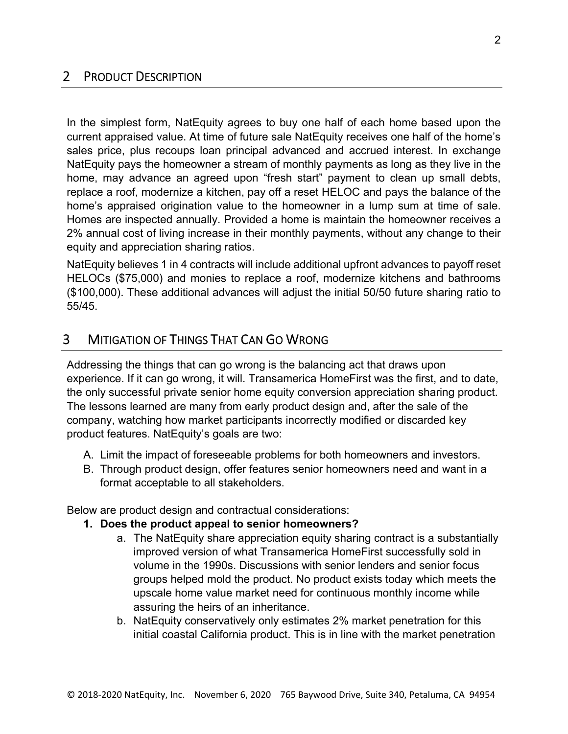## 2 Product Description

In the simplest form, NatEquity agrees to buy one half of each home based upon the current appraised value. At time of future sale NatEquity receives one half of the home's sales price, plus recoups loan principal advanced and accrued interest. In exchange NatEquity pays the homeowner a stream of monthly payments as long as they live in the home, may advance an agreed upon "fresh start" payment to clean up small debts, replace a roof, modernize a kitchen, pay off a reset HELOC and pays the balance of the home's appraised origination value to the homeowner in a lump sum at time of sale. Homes are inspected annually. Provided a home is maintain the homeowner receives a 2% annual cost of living increase in their monthly payments, without any change to their equity and appreciation sharing ratios.

NatEquity believes 1 in 4 contracts will include additional upfront advances to payoff reset HELOCs ($75,000) and monies to replace a roof, modernize kitchens and bathrooms ($100,000). These additional advances will adjust the initial 50/50 future sharing ratio to 55/45.

## 3 Mitigation of Things That Can Go Wrong

Addressing the things that can go wrong is the balancing act that draws upon experience. If it can go wrong, it will. Transamerica HomeFirst was the first, and to date, the only successful private senior home equity conversion appreciation sharing product. The lessons learned are many from early product design and, after the sale of the company, watching how market participants incorrectly modified or discarded key product features. NatEquity's goals are two:

A. Limit the impact of foreseeable problems for both homeowners and investors.
B. Through product design, offer features senior homeowners need and want in a format acceptable to all stakeholders.

Below are product design and contractual considerations:

1. **Does the product appeal to senior homeowners?**
   a. The NatEquity share appreciation equity sharing contract is a substantially improved version of what Transamerica HomeFirst successfully sold in volume in the 1990s. Discussions with senior lenders and senior focus groups helped mold the product. No product exists today which meets the upscale home value market need for continuous monthly income while assuring the heirs of an inheritance.
   b. NatEquity conservatively only estimates 2% market penetration for this initial coastal California product. This is in line with the market penetration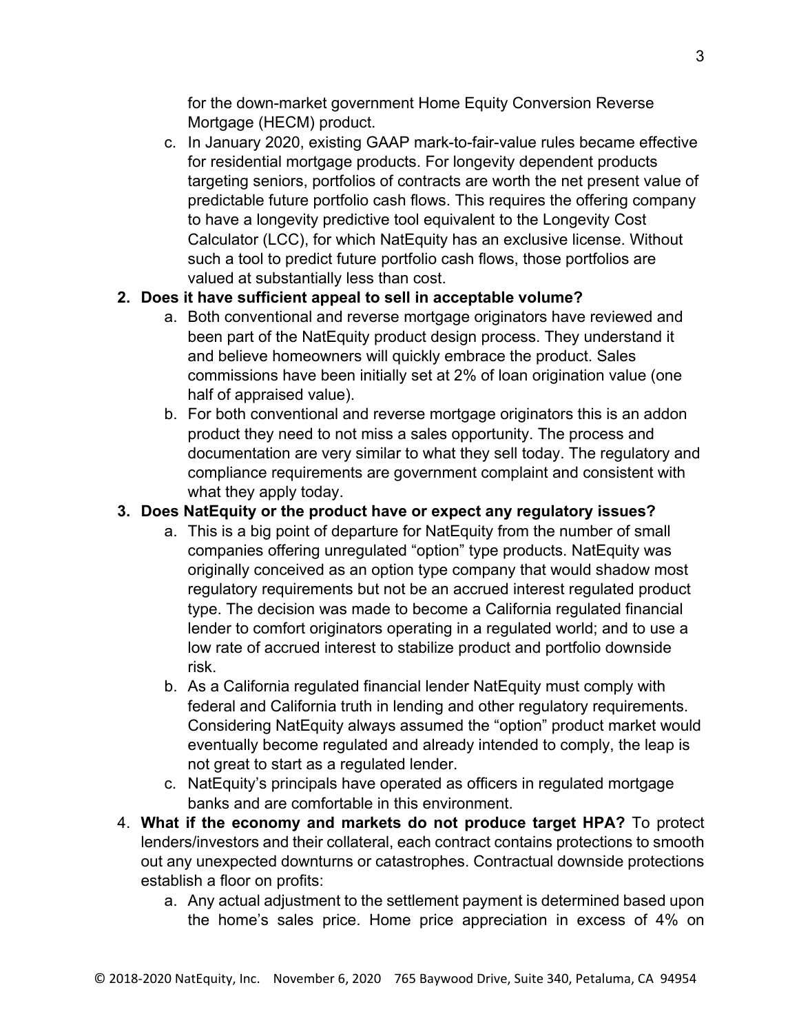for the down-market government Home Equity Conversion Reverse Mortgage (HECM) product.

c. In January 2020, existing GAAP mark-to-fair-value rules became effective for residential mortgage products. For longevity dependent products targeting seniors, portfolios of contracts are worth the net present value of predictable future portfolio cash flows. This requires the offering company to have a longevity predictive tool equivalent to the Longevity Cost Calculator (LCC), for which NatEquity has an exclusive license. Without such a tool to predict future portfolio cash flows, those portfolios are valued at substantially less than cost.

**2. Does it have sufficient appeal to sell in acceptable volume?**

a. Both conventional and reverse mortgage originators have reviewed and been part of the NatEquity product design process. They understand it and believe homeowners will quickly embrace the product. Sales commissions have been initially set at 2% of loan origination value (one half of appraised value).

b. For both conventional and reverse mortgage originators this is an addon product they need to not miss a sales opportunity. The process and documentation are very similar to what they sell today. The regulatory and compliance requirements are government complaint and consistent with what they apply today.

**3. Does NatEquity or the product have or expect any regulatory issues?**

a. This is a big point of departure for NatEquity from the number of small companies offering unregulated "option" type products. NatEquity was originally conceived as an option type company that would shadow most regulatory requirements but not be an accrued interest regulated product type. The decision was made to become a California regulated financial lender to comfort originators operating in a regulated world; and to use a low rate of accrued interest to stabilize product and portfolio downside risk.

b. As a California regulated financial lender NatEquity must comply with federal and California truth in lending and other regulatory requirements. Considering NatEquity always assumed the "option" product market would eventually become regulated and already intended to comply, the leap is not great to start as a regulated lender.

c. NatEquity's principals have operated as officers in regulated mortgage banks and are comfortable in this environment.

4. **What if the economy and markets do not produce target HPA?** To protect lenders/investors and their collateral, each contract contains protections to smooth out any unexpected downturns or catastrophes. Contractual downside protections establish a floor on profits:

a. Any actual adjustment to the settlement payment is determined based upon the home's sales price. Home price appreciation in excess of 4% on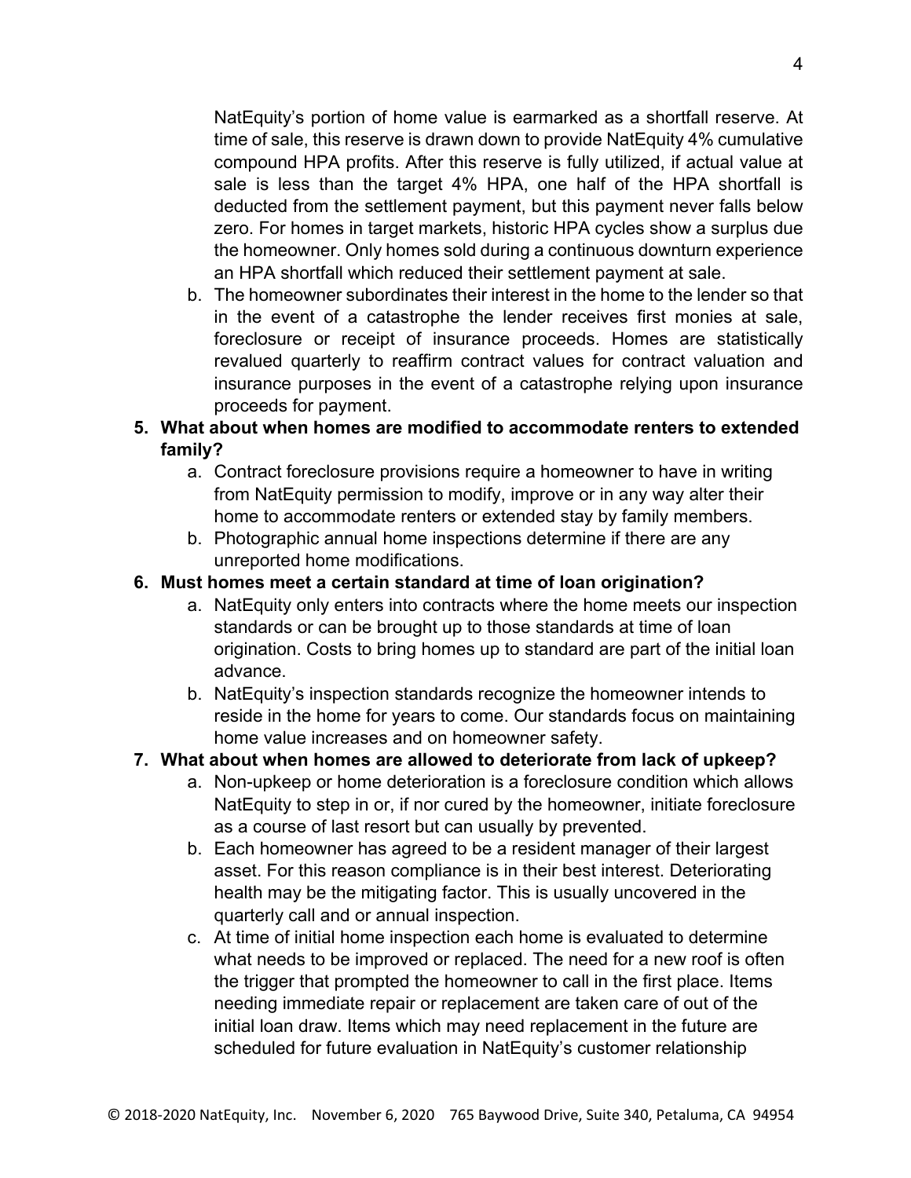NatEquity's portion of home value is earmarked as a shortfall reserve. At time of sale, this reserve is drawn down to provide NatEquity 4% cumulative compound HPA profits. After this reserve is fully utilized, if actual value at sale is less than the target 4% HPA, one half of the HPA shortfall is deducted from the settlement payment, but this payment never falls below zero. For homes in target markets, historic HPA cycles show a surplus due the homeowner. Only homes sold during a continuous downturn experience an HPA shortfall which reduced their settlement payment at sale.

b. The homeowner subordinates their interest in the home to the lender so that in the event of a catastrophe the lender receives first monies at sale, foreclosure or receipt of insurance proceeds. Homes are statistically revalued quarterly to reaffirm contract values for contract valuation and insurance purposes in the event of a catastrophe relying upon insurance proceeds for payment.

**5. What about when homes are modified to accommodate renters to extended family?**

a. Contract foreclosure provisions require a homeowner to have in writing from NatEquity permission to modify, improve or in any way alter their home to accommodate renters or extended stay by family members.

b. Photographic annual home inspections determine if there are any unreported home modifications.

**6. Must homes meet a certain standard at time of loan origination?**

a. NatEquity only enters into contracts where the home meets our inspection standards or can be brought up to those standards at time of loan origination. Costs to bring homes up to standard are part of the initial loan advance.

b. NatEquity's inspection standards recognize the homeowner intends to reside in the home for years to come. Our standards focus on maintaining home value increases and on homeowner safety.

**7. What about when homes are allowed to deteriorate from lack of upkeep?**

a. Non-upkeep or home deterioration is a foreclosure condition which allows NatEquity to step in or, if nor cured by the homeowner, initiate foreclosure as a course of last resort but can usually by prevented.

b. Each homeowner has agreed to be a resident manager of their largest asset. For this reason compliance is in their best interest. Deteriorating health may be the mitigating factor. This is usually uncovered in the quarterly call and or annual inspection.

c. At time of initial home inspection each home is evaluated to determine what needs to be improved or replaced. The need for a new roof is often the trigger that prompted the homeowner to call in the first place. Items needing immediate repair or replacement are taken care of out of the initial loan draw. Items which may need replacement in the future are scheduled for future evaluation in NatEquity's customer relationship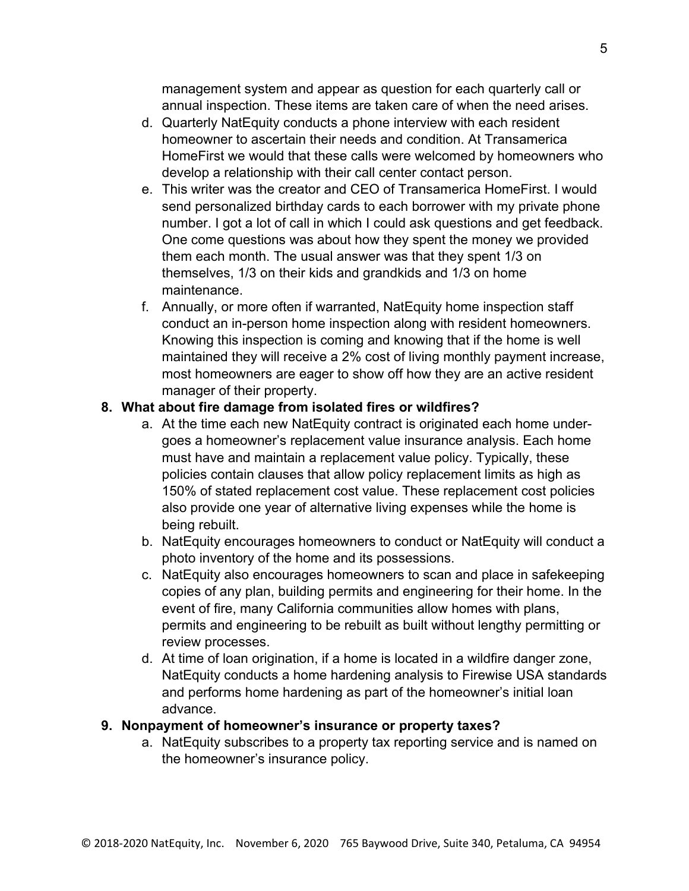management system and appear as question for each quarterly call or annual inspection. These items are taken care of when the need arises.

d. Quarterly NatEquity conducts a phone interview with each resident homeowner to ascertain their needs and condition. At Transamerica HomeFirst we would that these calls were welcomed by homeowners who develop a relationship with their call center contact person.
e. This writer was the creator and CEO of Transamerica HomeFirst. I would send personalized birthday cards to each borrower with my private phone number. I got a lot of call in which I could ask questions and get feedback. One come questions was about how they spent the money we provided them each month. The usual answer was that they spent 1/3 on themselves, 1/3 on their kids and grandkids and 1/3 on home maintenance.
f. Annually, or more often if warranted, NatEquity home inspection staff conduct an in-person home inspection along with resident homeowners. Knowing this inspection is coming and knowing that if the home is well maintained they will receive a 2% cost of living monthly payment increase, most homeowners are eager to show off how they are an active resident manager of their property.

**8. What about fire damage from isolated fires or wildfires?**

a. At the time each new NatEquity contract is originated each home under-goes a homeowner's replacement value insurance analysis. Each home must have and maintain a replacement value policy. Typically, these policies contain clauses that allow policy replacement limits as high as 150% of stated replacement cost value. These replacement cost policies also provide one year of alternative living expenses while the home is being rebuilt.
b. NatEquity encourages homeowners to conduct or NatEquity will conduct a photo inventory of the home and its possessions.
c. NatEquity also encourages homeowners to scan and place in safekeeping copies of any plan, building permits and engineering for their home. In the event of fire, many California communities allow homes with plans, permits and engineering to be rebuilt as built without lengthy permitting or review processes.
d. At time of loan origination, if a home is located in a wildfire danger zone, NatEquity conducts a home hardening analysis to Firewise USA standards and performs home hardening as part of the homeowner's initial loan advance.

**9. Nonpayment of homeowner's insurance or property taxes?**

a. NatEquity subscribes to a property tax reporting service and is named on the homeowner's insurance policy.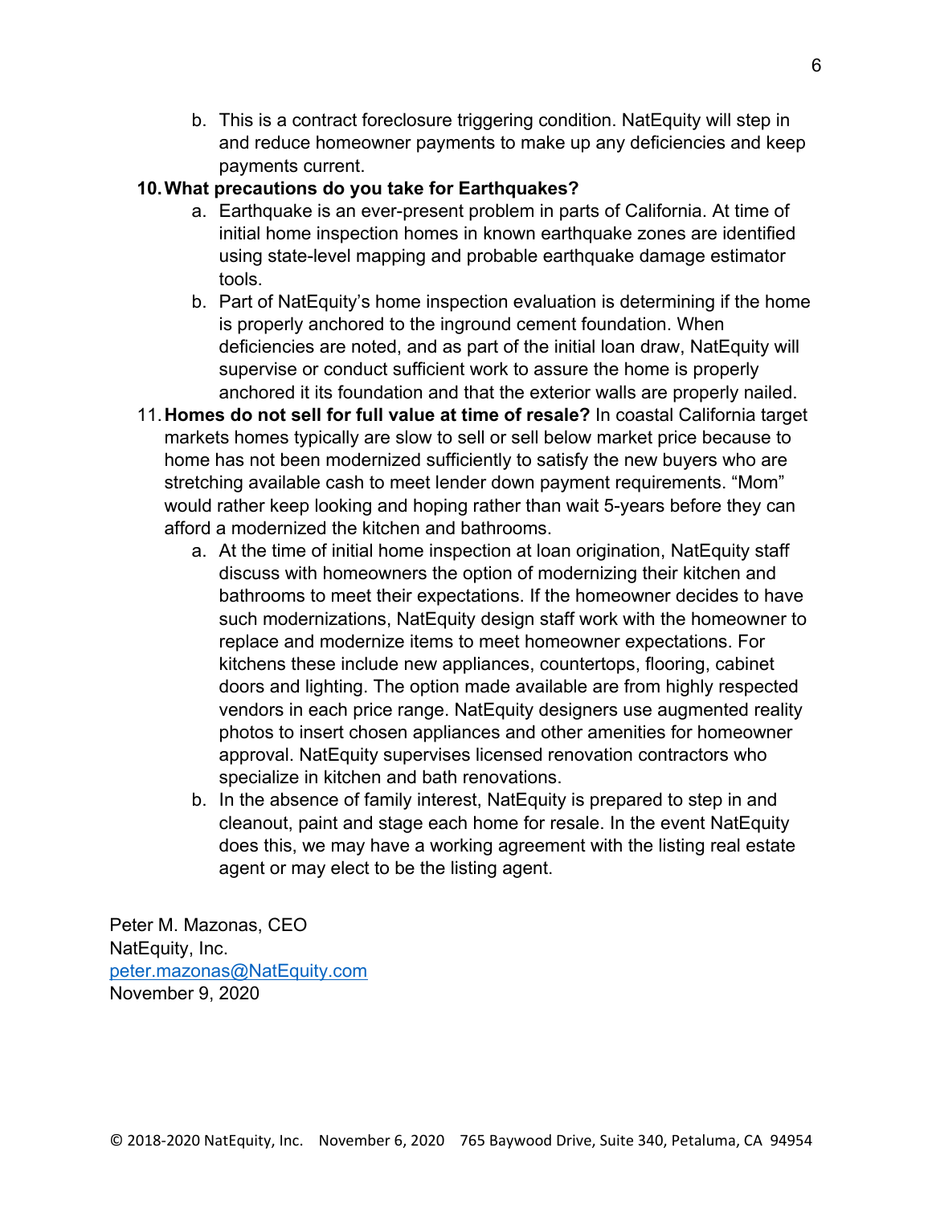b. This is a contract foreclosure triggering condition. NatEquity will step in and reduce homeowner payments to make up any deficiencies and keep payments current.

10. **What precautions do you take for Earthquakes?**
    a. Earthquake is an ever-present problem in parts of California. At time of initial home inspection homes in known earthquake zones are identified using state-level mapping and probable earthquake damage estimator tools.
    b. Part of NatEquity's home inspection evaluation is determining if the home is properly anchored to the inground cement foundation. When deficiencies are noted, and as part of the initial loan draw, NatEquity will supervise or conduct sufficient work to assure the home is properly anchored it its foundation and that the exterior walls are properly nailed.

11. **Homes do not sell for full value at time of resale?** In coastal California target markets homes typically are slow to sell or sell below market price because to home has not been modernized sufficiently to satisfy the new buyers who are stretching available cash to meet lender down payment requirements. "Mom" would rather keep looking and hoping rather than wait 5-years before they can afford a modernized the kitchen and bathrooms.
    a. At the time of initial home inspection at loan origination, NatEquity staff discuss with homeowners the option of modernizing their kitchen and bathrooms to meet their expectations. If the homeowner decides to have such modernizations, NatEquity design staff work with the homeowner to replace and modernize items to meet homeowner expectations. For kitchens these include new appliances, countertops, flooring, cabinet doors and lighting. The option made available are from highly respected vendors in each price range. NatEquity designers use augmented reality photos to insert chosen appliances and other amenities for homeowner approval. NatEquity supervises licensed renovation contractors who specialize in kitchen and bath renovations.
    b. In the absence of family interest, NatEquity is prepared to step in and cleanout, paint and stage each home for resale. In the event NatEquity does this, we may have a working agreement with the listing real estate agent or may elect to be the listing agent.

Peter M. Mazonas, CEO
NatEquity, Inc.
peter.mazonas@NatEquity.com
November 9, 2020